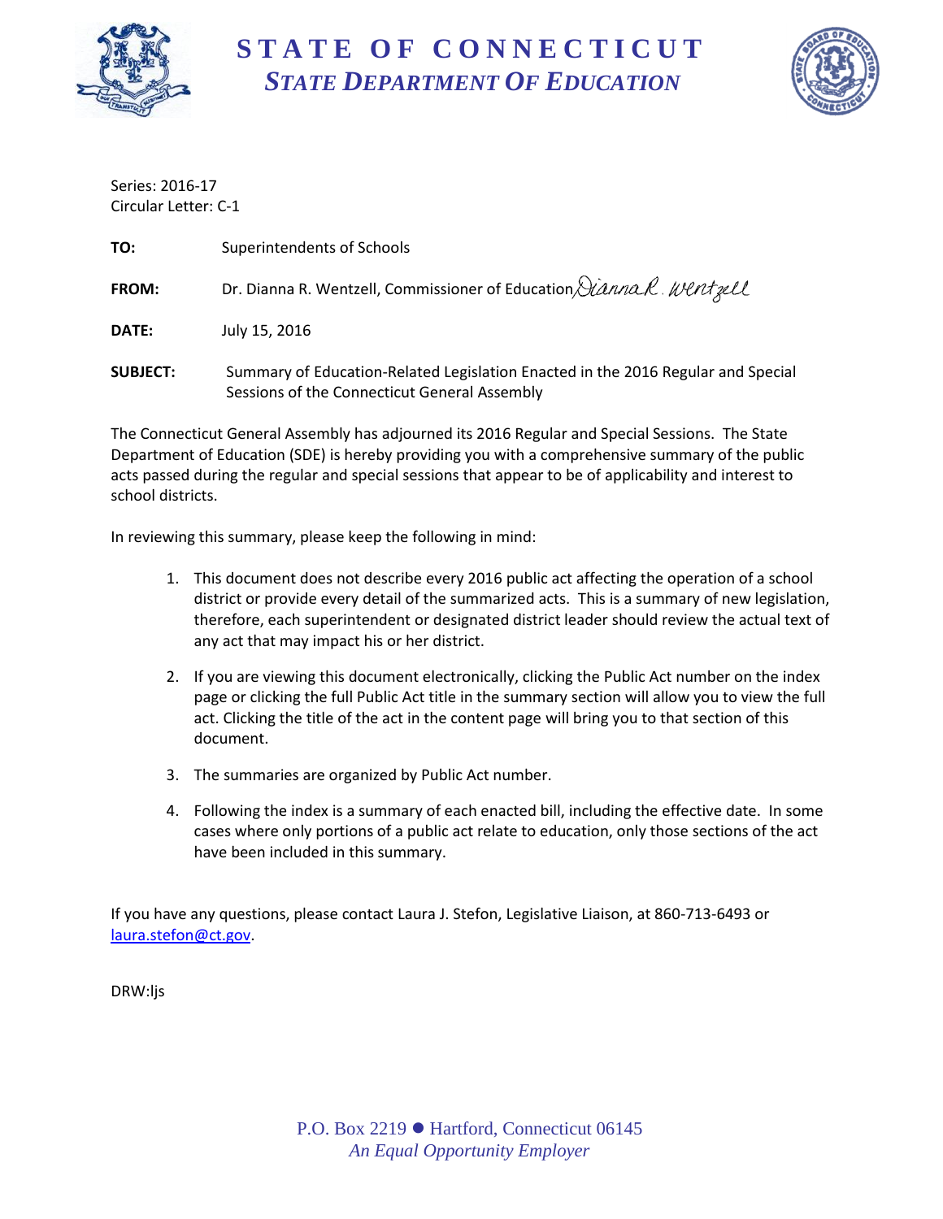# STATE OF CONNECTICUT
## *STATE DEPARTMENT OF EDUCATION*

Series: 2016-17
Circular Letter: C-1

**TO:** Superintendents of Schools

**FROM:** Dr. Dianna R. Wentzell, Commissioner of Education *Dianna R. Wentzell*

**DATE:** July 15, 2016

**SUBJECT:** Summary of Education-Related Legislation Enacted in the 2016 Regular and Special Sessions of the Connecticut General Assembly

The Connecticut General Assembly has adjourned its 2016 Regular and Special Sessions. The State Department of Education (SDE) is hereby providing you with a comprehensive summary of the public acts passed during the regular and special sessions that appear to be of applicability and interest to school districts.

In reviewing this summary, please keep the following in mind:

1. This document does not describe every 2016 public act affecting the operation of a school district or provide every detail of the summarized acts. This is a summary of new legislation, therefore, each superintendent or designated district leader should review the actual text of any act that may impact his or her district.

2. If you are viewing this document electronically, clicking the Public Act number on the index page or clicking the full Public Act title in the summary section will allow you to view the full act. Clicking the title of the act in the content page will bring you to that section of this document.

3. The summaries are organized by Public Act number.

4. Following the index is a summary of each enacted bill, including the effective date. In some cases where only portions of a public act relate to education, only those sections of the act have been included in this summary.

If you have any questions, please contact Laura J. Stefon, Legislative Liaison, at 860-713-6493 or laura.stefon@ct.gov.

DRW:ljs

P.O. Box 2219 ● Hartford, Connecticut 06145
*An Equal Opportunity Employer*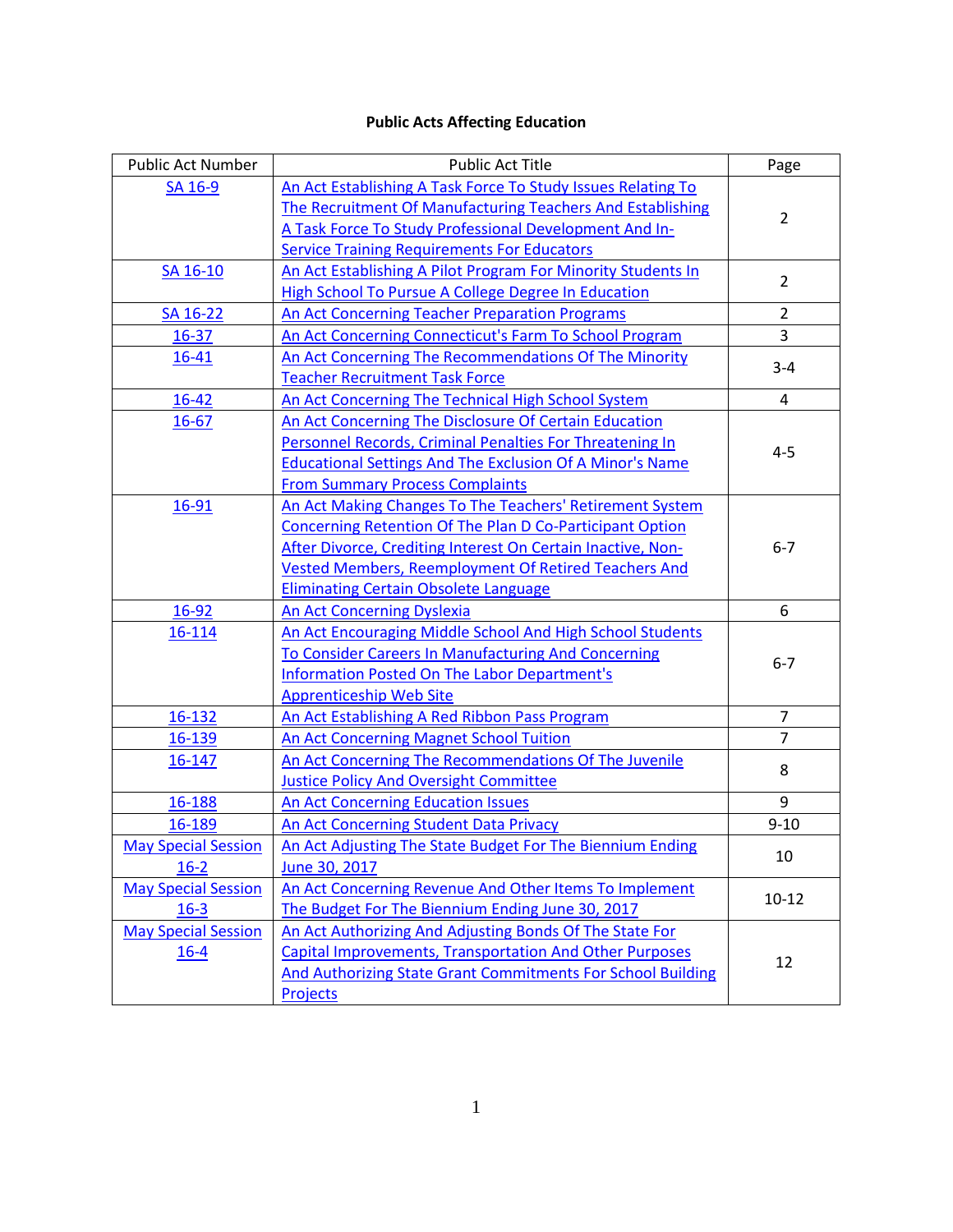**Public Acts Affecting Education**

| Public Act Number | Public Act Title | Page |
|---|---|---|
| SA 16-9 | An Act Establishing A Task Force To Study Issues Relating To The Recruitment Of Manufacturing Teachers And Establishing A Task Force To Study Professional Development And In-Service Training Requirements For Educators | 2 |
| SA 16-10 | An Act Establishing A Pilot Program For Minority Students In High School To Pursue A College Degree In Education | 2 |
| SA 16-22 | An Act Concerning Teacher Preparation Programs | 2 |
| 16-37 | An Act Concerning Connecticut's Farm To School Program | 3 |
| 16-41 | An Act Concerning The Recommendations Of The Minority Teacher Recruitment Task Force | 3-4 |
| 16-42 | An Act Concerning The Technical High School System | 4 |
| 16-67 | An Act Concerning The Disclosure Of Certain Education Personnel Records, Criminal Penalties For Threatening In Educational Settings And The Exclusion Of A Minor's Name From Summary Process Complaints | 4-5 |
| 16-91 | An Act Making Changes To The Teachers' Retirement System Concerning Retention Of The Plan D Co-Participant Option After Divorce, Crediting Interest On Certain Inactive, Non-Vested Members, Reemployment Of Retired Teachers And Eliminating Certain Obsolete Language | 6-7 |
| 16-92 | An Act Concerning Dyslexia | 6 |
| 16-114 | An Act Encouraging Middle School And High School Students To Consider Careers In Manufacturing And Concerning Information Posted On The Labor Department's Apprenticeship Web Site | 6-7 |
| 16-132 | An Act Establishing A Red Ribbon Pass Program | 7 |
| 16-139 | An Act Concerning Magnet School Tuition | 7 |
| 16-147 | An Act Concerning The Recommendations Of The Juvenile Justice Policy And Oversight Committee | 8 |
| 16-188 | An Act Concerning Education Issues | 9 |
| 16-189 | An Act Concerning Student Data Privacy | 9-10 |
| May Special Session 16-2 | An Act Adjusting The State Budget For The Biennium Ending June 30, 2017 | 10 |
| May Special Session 16-3 | An Act Concerning Revenue And Other Items To Implement The Budget For The Biennium Ending June 30, 2017 | 10-12 |
| May Special Session 16-4 | An Act Authorizing And Adjusting Bonds Of The State For Capital Improvements, Transportation And Other Purposes And Authorizing State Grant Commitments For School Building Projects | 12 |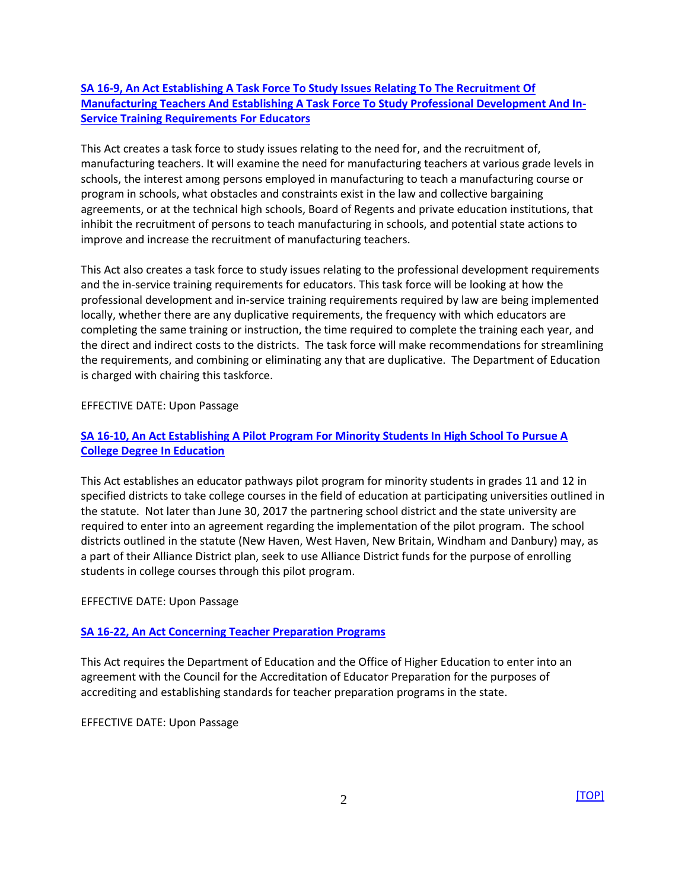### [SA 16-9, An Act Establishing A Task Force To Study Issues Relating To The Recruitment Of Manufacturing Teachers And Establishing A Task Force To Study Professional Development And In-Service Training Requirements For Educators]

This Act creates a task force to study issues relating to the need for, and the recruitment of, manufacturing teachers. It will examine the need for manufacturing teachers at various grade levels in schools, the interest among persons employed in manufacturing to teach a manufacturing course or program in schools, what obstacles and constraints exist in the law and collective bargaining agreements, or at the technical high schools, Board of Regents and private education institutions, that inhibit the recruitment of persons to teach manufacturing in schools, and potential state actions to improve and increase the recruitment of manufacturing teachers.

This Act also creates a task force to study issues relating to the professional development requirements and the in-service training requirements for educators. This task force will be looking at how the professional development and in-service training requirements required by law are being implemented locally, whether there are any duplicative requirements, the frequency with which educators are completing the same training or instruction, the time required to complete the training each year, and the direct and indirect costs to the districts. The task force will make recommendations for streamlining the requirements, and combining or eliminating any that are duplicative. The Department of Education is charged with chairing this taskforce.

EFFECTIVE DATE: Upon Passage

### [SA 16-10, An Act Establishing A Pilot Program For Minority Students In High School To Pursue A College Degree In Education]

This Act establishes an educator pathways pilot program for minority students in grades 11 and 12 in specified districts to take college courses in the field of education at participating universities outlined in the statute. Not later than June 30, 2017 the partnering school district and the state university are required to enter into an agreement regarding the implementation of the pilot program. The school districts outlined in the statute (New Haven, West Haven, New Britain, Windham and Danbury) may, as a part of their Alliance District plan, seek to use Alliance District funds for the purpose of enrolling students in college courses through this pilot program.

EFFECTIVE DATE: Upon Passage

### [SA 16-22, An Act Concerning Teacher Preparation Programs]

This Act requires the Department of Education and the Office of Higher Education to enter into an agreement with the Council for the Accreditation of Educator Preparation for the purposes of accrediting and establishing standards for teacher preparation programs in the state.

EFFECTIVE DATE: Upon Passage

[TOP]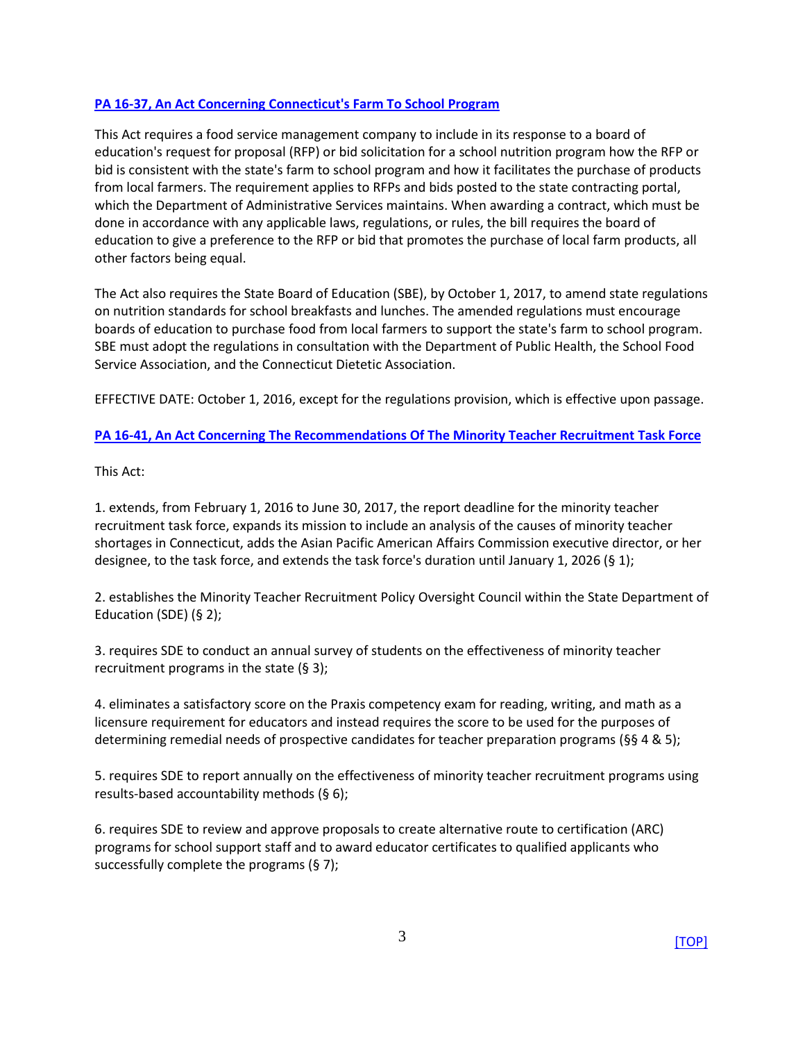## [PA 16-37, An Act Concerning Connecticut's Farm To School Program]

This Act requires a food service management company to include in its response to a board of education's request for proposal (RFP) or bid solicitation for a school nutrition program how the RFP or bid is consistent with the state's farm to school program and how it facilitates the purchase of products from local farmers. The requirement applies to RFPs and bids posted to the state contracting portal, which the Department of Administrative Services maintains. When awarding a contract, which must be done in accordance with any applicable laws, regulations, or rules, the bill requires the board of education to give a preference to the RFP or bid that promotes the purchase of local farm products, all other factors being equal.

The Act also requires the State Board of Education (SBE), by October 1, 2017, to amend state regulations on nutrition standards for school breakfasts and lunches. The amended regulations must encourage boards of education to purchase food from local farmers to support the state's farm to school program. SBE must adopt the regulations in consultation with the Department of Public Health, the School Food Service Association, and the Connecticut Dietetic Association.

EFFECTIVE DATE: October 1, 2016, except for the regulations provision, which is effective upon passage.

## [PA 16-41, An Act Concerning The Recommendations Of The Minority Teacher Recruitment Task Force]

This Act:

1. extends, from February 1, 2016 to June 30, 2017, the report deadline for the minority teacher recruitment task force, expands its mission to include an analysis of the causes of minority teacher shortages in Connecticut, adds the Asian Pacific American Affairs Commission executive director, or her designee, to the task force, and extends the task force's duration until January 1, 2026 (§ 1);

2. establishes the Minority Teacher Recruitment Policy Oversight Council within the State Department of Education (SDE) (§ 2);

3. requires SDE to conduct an annual survey of students on the effectiveness of minority teacher recruitment programs in the state (§ 3);

4. eliminates a satisfactory score on the Praxis competency exam for reading, writing, and math as a licensure requirement for educators and instead requires the score to be used for the purposes of determining remedial needs of prospective candidates for teacher preparation programs (§§ 4 & 5);

5. requires SDE to report annually on the effectiveness of minority teacher recruitment programs using results-based accountability methods (§ 6);

6. requires SDE to review and approve proposals to create alternative route to certification (ARC) programs for school support staff and to award educator certificates to qualified applicants who successfully complete the programs (§ 7);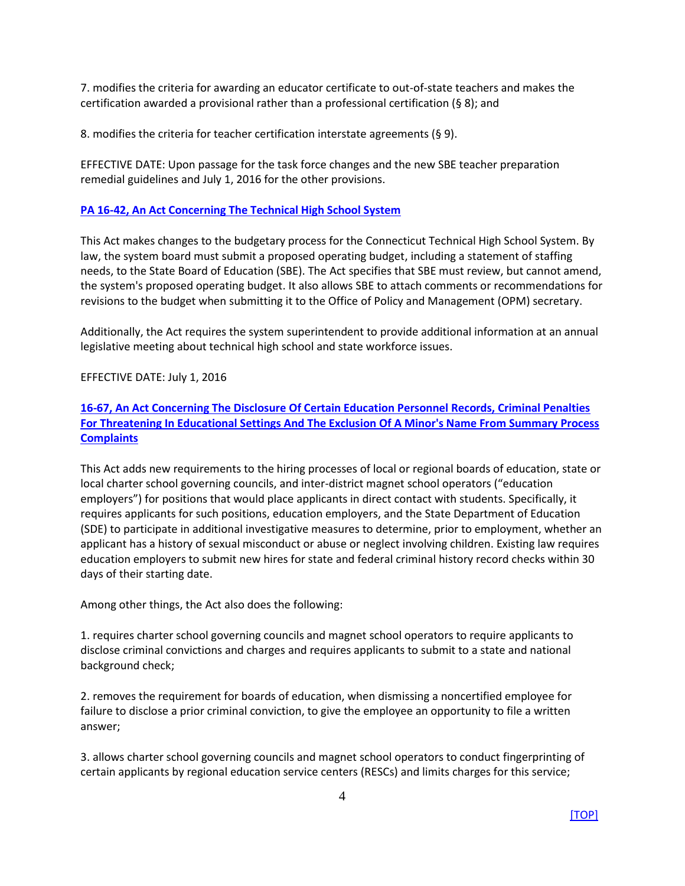7. modifies the criteria for awarding an educator certificate to out-of-state teachers and makes the certification awarded a provisional rather than a professional certification (§ 8); and

8. modifies the criteria for teacher certification interstate agreements (§ 9).

EFFECTIVE DATE: Upon passage for the task force changes and the new SBE teacher preparation remedial guidelines and July 1, 2016 for the other provisions.

### PA 16-42, An Act Concerning The Technical High School System

This Act makes changes to the budgetary process for the Connecticut Technical High School System. By law, the system board must submit a proposed operating budget, including a statement of staffing needs, to the State Board of Education (SBE). The Act specifies that SBE must review, but cannot amend, the system's proposed operating budget. It also allows SBE to attach comments or recommendations for revisions to the budget when submitting it to the Office of Policy and Management (OPM) secretary.

Additionally, the Act requires the system superintendent to provide additional information at an annual legislative meeting about technical high school and state workforce issues.

EFFECTIVE DATE: July 1, 2016

### 16-67, An Act Concerning The Disclosure Of Certain Education Personnel Records, Criminal Penalties For Threatening In Educational Settings And The Exclusion Of A Minor's Name From Summary Process Complaints

This Act adds new requirements to the hiring processes of local or regional boards of education, state or local charter school governing councils, and inter-district magnet school operators ("education employers") for positions that would place applicants in direct contact with students. Specifically, it requires applicants for such positions, education employers, and the State Department of Education (SDE) to participate in additional investigative measures to determine, prior to employment, whether an applicant has a history of sexual misconduct or abuse or neglect involving children. Existing law requires education employers to submit new hires for state and federal criminal history record checks within 30 days of their starting date.

Among other things, the Act also does the following:

1. requires charter school governing councils and magnet school operators to require applicants to disclose criminal convictions and charges and requires applicants to submit to a state and national background check;

2. removes the requirement for boards of education, when dismissing a noncertified employee for failure to disclose a prior criminal conviction, to give the employee an opportunity to file a written answer;

3. allows charter school governing councils and magnet school operators to conduct fingerprinting of certain applicants by regional education service centers (RESCs) and limits charges for this service;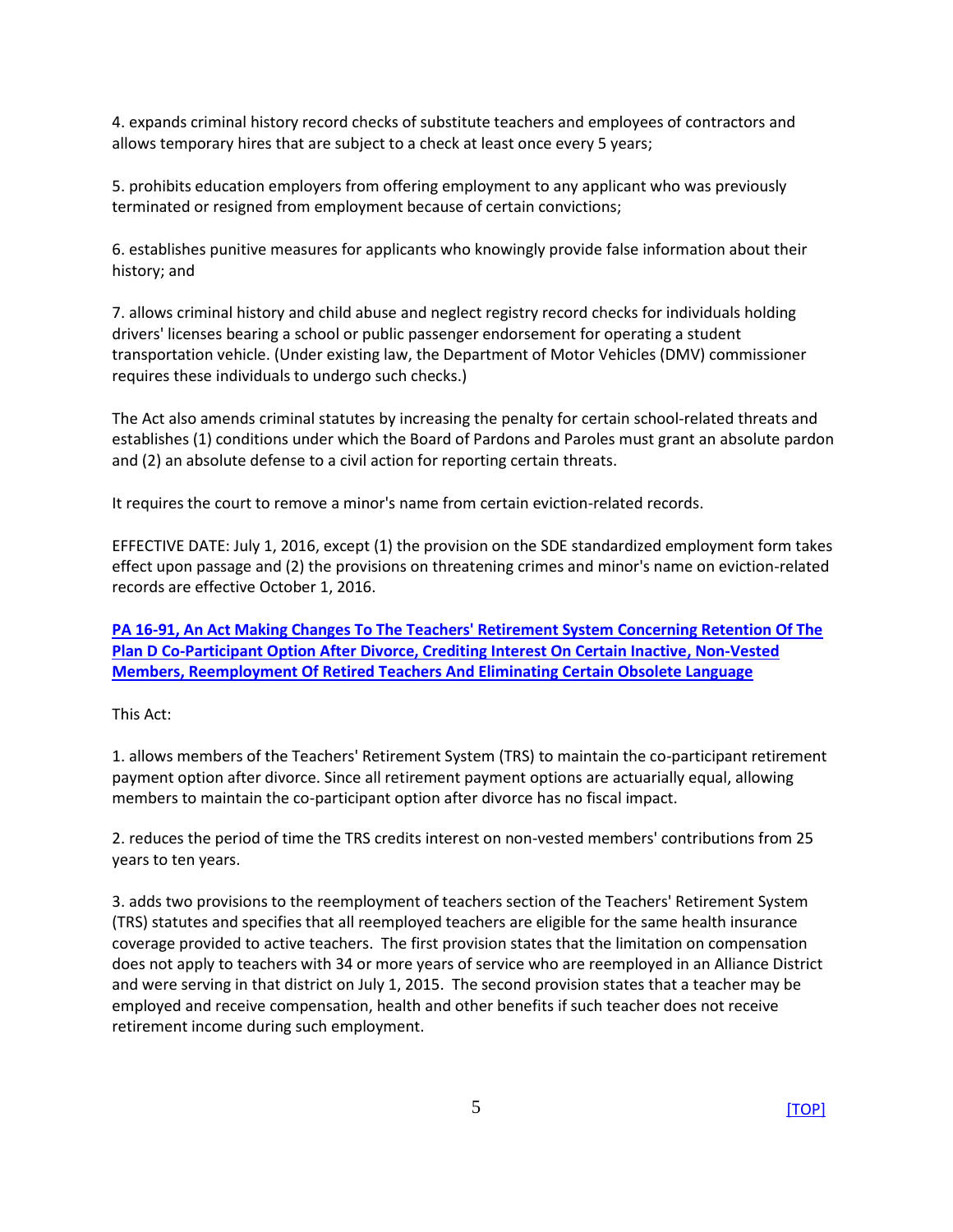4. expands criminal history record checks of substitute teachers and employees of contractors and allows temporary hires that are subject to a check at least once every 5 years;

5. prohibits education employers from offering employment to any applicant who was previously terminated or resigned from employment because of certain convictions;

6. establishes punitive measures for applicants who knowingly provide false information about their history; and

7. allows criminal history and child abuse and neglect registry record checks for individuals holding drivers' licenses bearing a school or public passenger endorsement for operating a student transportation vehicle. (Under existing law, the Department of Motor Vehicles (DMV) commissioner requires these individuals to undergo such checks.)

The Act also amends criminal statutes by increasing the penalty for certain school-related threats and establishes (1) conditions under which the Board of Pardons and Paroles must grant an absolute pardon and (2) an absolute defense to a civil action for reporting certain threats.

It requires the court to remove a minor's name from certain eviction-related records.

EFFECTIVE DATE: July 1, 2016, except (1) the provision on the SDE standardized employment form takes effect upon passage and (2) the provisions on threatening crimes and minor's name on eviction-related records are effective October 1, 2016.

**PA 16-91, An Act Making Changes To The Teachers' Retirement System Concerning Retention Of The Plan D Co-Participant Option After Divorce, Crediting Interest On Certain Inactive, Non-Vested Members, Reemployment Of Retired Teachers And Eliminating Certain Obsolete Language**

This Act:

1. allows members of the Teachers' Retirement System (TRS) to maintain the co-participant retirement payment option after divorce. Since all retirement payment options are actuarially equal, allowing members to maintain the co-participant option after divorce has no fiscal impact.

2. reduces the period of time the TRS credits interest on non-vested members' contributions from 25 years to ten years.

3. adds two provisions to the reemployment of teachers section of the Teachers' Retirement System (TRS) statutes and specifies that all reemployed teachers are eligible for the same health insurance coverage provided to active teachers. The first provision states that the limitation on compensation does not apply to teachers with 34 or more years of service who are reemployed in an Alliance District and were serving in that district on July 1, 2015. The second provision states that a teacher may be employed and receive compensation, health and other benefits if such teacher does not receive retirement income during such employment.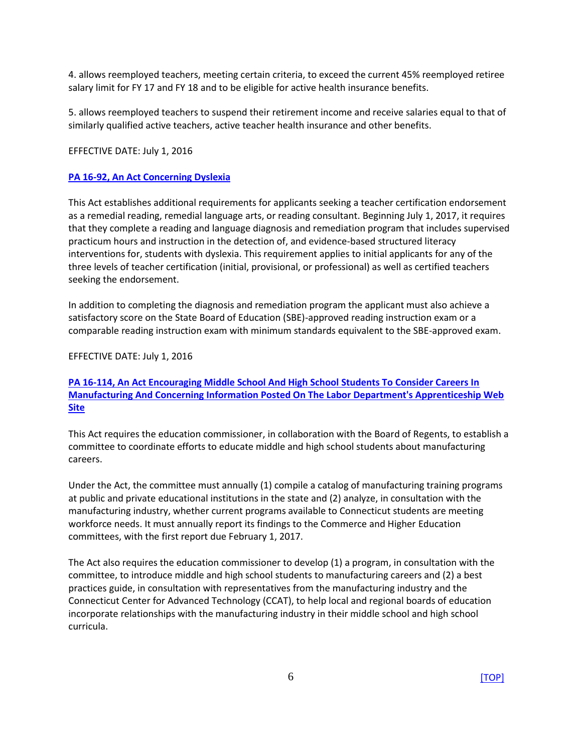4. allows reemployed teachers, meeting certain criteria, to exceed the current 45% reemployed retiree salary limit for FY 17 and FY 18 and to be eligible for active health insurance benefits.

5. allows reemployed teachers to suspend their retirement income and receive salaries equal to that of similarly qualified active teachers, active teacher health insurance and other benefits.

EFFECTIVE DATE: July 1, 2016

**PA 16-92, An Act Concerning Dyslexia**

This Act establishes additional requirements for applicants seeking a teacher certification endorsement as a remedial reading, remedial language arts, or reading consultant. Beginning July 1, 2017, it requires that they complete a reading and language diagnosis and remediation program that includes supervised practicum hours and instruction in the detection of, and evidence-based structured literacy interventions for, students with dyslexia. This requirement applies to initial applicants for any of the three levels of teacher certification (initial, provisional, or professional) as well as certified teachers seeking the endorsement.

In addition to completing the diagnosis and remediation program the applicant must also achieve a satisfactory score on the State Board of Education (SBE)-approved reading instruction exam or a comparable reading instruction exam with minimum standards equivalent to the SBE-approved exam.

EFFECTIVE DATE: July 1, 2016

**PA 16-114, An Act Encouraging Middle School And High School Students To Consider Careers In Manufacturing And Concerning Information Posted On The Labor Department's Apprenticeship Web Site**

This Act requires the education commissioner, in collaboration with the Board of Regents, to establish a committee to coordinate efforts to educate middle and high school students about manufacturing careers.

Under the Act, the committee must annually (1) compile a catalog of manufacturing training programs at public and private educational institutions in the state and (2) analyze, in consultation with the manufacturing industry, whether current programs available to Connecticut students are meeting workforce needs. It must annually report its findings to the Commerce and Higher Education committees, with the first report due February 1, 2017.

The Act also requires the education commissioner to develop (1) a program, in consultation with the committee, to introduce middle and high school students to manufacturing careers and (2) a best practices guide, in consultation with representatives from the manufacturing industry and the Connecticut Center for Advanced Technology (CCAT), to help local and regional boards of education incorporate relationships with the manufacturing industry in their middle school and high school curricula.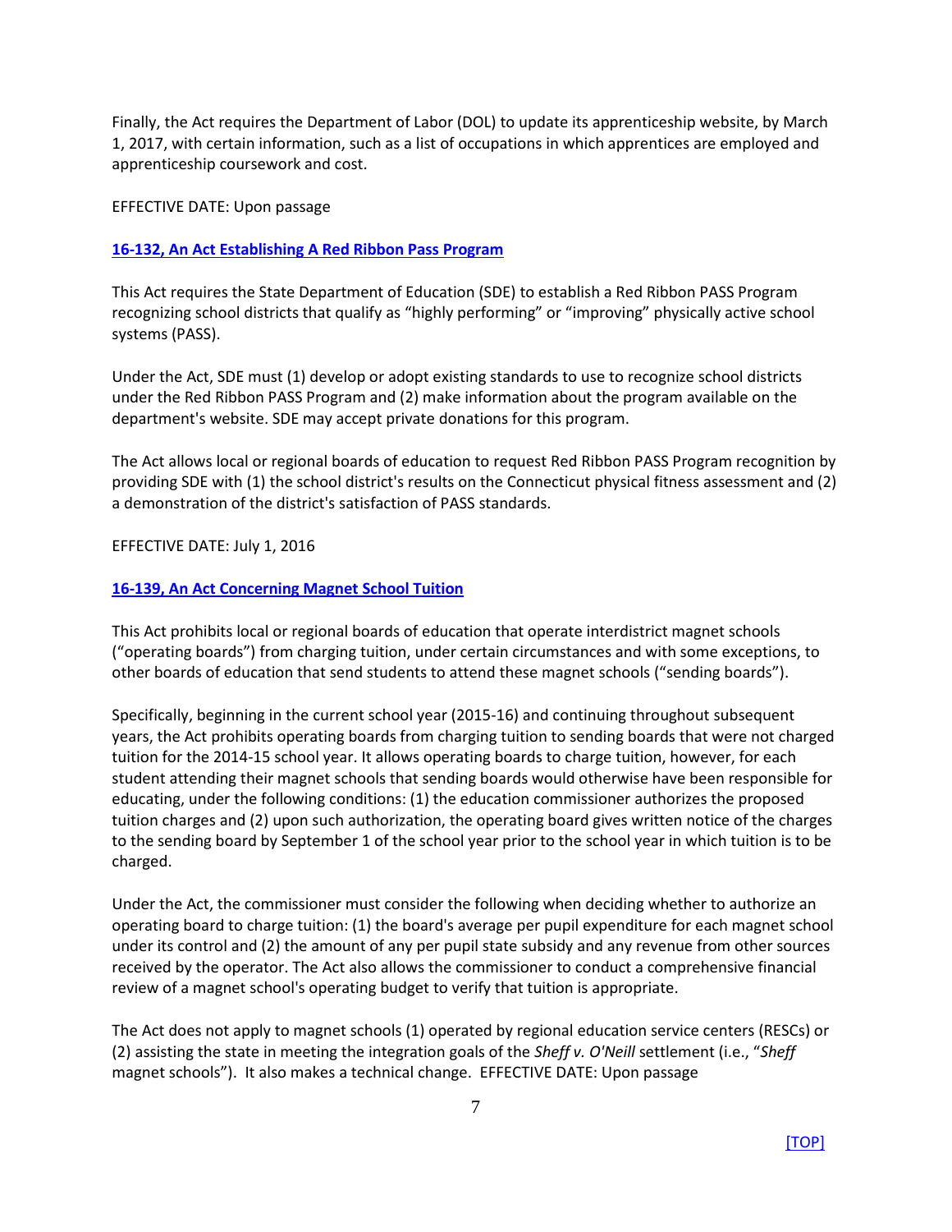Finally, the Act requires the Department of Labor (DOL) to update its apprenticeship website, by March 1, 2017, with certain information, such as a list of occupations in which apprentices are employed and apprenticeship coursework and cost.

EFFECTIVE DATE: Upon passage

### 16-132, An Act Establishing A Red Ribbon Pass Program

This Act requires the State Department of Education (SDE) to establish a Red Ribbon PASS Program recognizing school districts that qualify as "highly performing" or "improving" physically active school systems (PASS).

Under the Act, SDE must (1) develop or adopt existing standards to use to recognize school districts under the Red Ribbon PASS Program and (2) make information about the program available on the department's website. SDE may accept private donations for this program.

The Act allows local or regional boards of education to request Red Ribbon PASS Program recognition by providing SDE with (1) the school district's results on the Connecticut physical fitness assessment and (2) a demonstration of the district's satisfaction of PASS standards.

EFFECTIVE DATE: July 1, 2016

### 16-139, An Act Concerning Magnet School Tuition

This Act prohibits local or regional boards of education that operate interdistrict magnet schools ("operating boards") from charging tuition, under certain circumstances and with some exceptions, to other boards of education that send students to attend these magnet schools ("sending boards").

Specifically, beginning in the current school year (2015-16) and continuing throughout subsequent years, the Act prohibits operating boards from charging tuition to sending boards that were not charged tuition for the 2014-15 school year. It allows operating boards to charge tuition, however, for each student attending their magnet schools that sending boards would otherwise have been responsible for educating, under the following conditions: (1) the education commissioner authorizes the proposed tuition charges and (2) upon such authorization, the operating board gives written notice of the charges to the sending board by September 1 of the school year prior to the school year in which tuition is to be charged.

Under the Act, the commissioner must consider the following when deciding whether to authorize an operating board to charge tuition: (1) the board's average per pupil expenditure for each magnet school under its control and (2) the amount of any per pupil state subsidy and any revenue from other sources received by the operator. The Act also allows the commissioner to conduct a comprehensive financial review of a magnet school's operating budget to verify that tuition is appropriate.

The Act does not apply to magnet schools (1) operated by regional education service centers (RESCs) or (2) assisting the state in meeting the integration goals of the *Sheff v. O'Neill* settlement (i.e., "*Sheff* magnet schools"). It also makes a technical change. EFFECTIVE DATE: Upon passage

[TOP]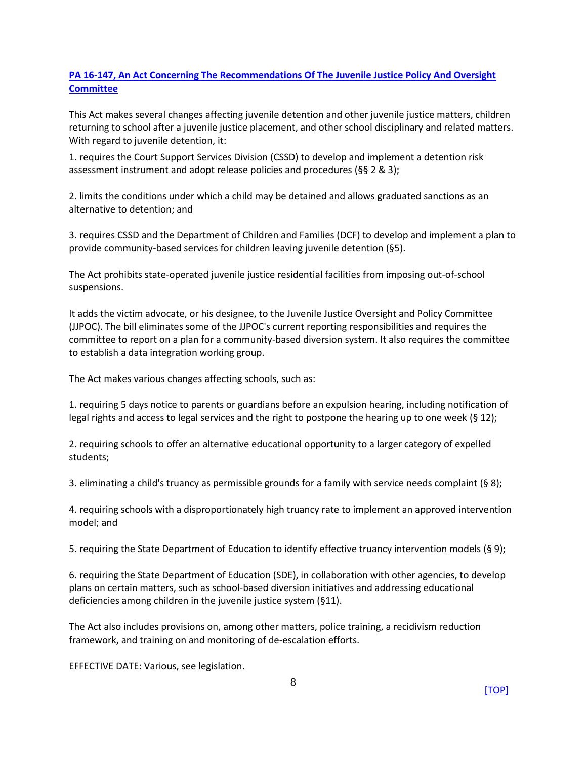[PA 16-147, An Act Concerning The Recommendations Of The Juvenile Justice Policy And Oversight Committee]

This Act makes several changes affecting juvenile detention and other juvenile justice matters, children returning to school after a juvenile justice placement, and other school disciplinary and related matters. With regard to juvenile detention, it:

1. requires the Court Support Services Division (CSSD) to develop and implement a detention risk assessment instrument and adopt release policies and procedures (§§ 2 & 3);

2. limits the conditions under which a child may be detained and allows graduated sanctions as an alternative to detention; and

3. requires CSSD and the Department of Children and Families (DCF) to develop and implement a plan to provide community-based services for children leaving juvenile detention (§5).

The Act prohibits state-operated juvenile justice residential facilities from imposing out-of-school suspensions.

It adds the victim advocate, or his designee, to the Juvenile Justice Oversight and Policy Committee (JJPOC). The bill eliminates some of the JJPOC's current reporting responsibilities and requires the committee to report on a plan for a community-based diversion system. It also requires the committee to establish a data integration working group.

The Act makes various changes affecting schools, such as:

1. requiring 5 days notice to parents or guardians before an expulsion hearing, including notification of legal rights and access to legal services and the right to postpone the hearing up to one week (§ 12);

2. requiring schools to offer an alternative educational opportunity to a larger category of expelled students;

3. eliminating a child's truancy as permissible grounds for a family with service needs complaint (§ 8);

4. requiring schools with a disproportionately high truancy rate to implement an approved intervention model; and

5. requiring the State Department of Education to identify effective truancy intervention models (§ 9);

6. requiring the State Department of Education (SDE), in collaboration with other agencies, to develop plans on certain matters, such as school-based diversion initiatives and addressing educational deficiencies among children in the juvenile justice system (§11).

The Act also includes provisions on, among other matters, police training, a recidivism reduction framework, and training on and monitoring of de-escalation efforts.

EFFECTIVE DATE: Various, see legislation.

[TOP]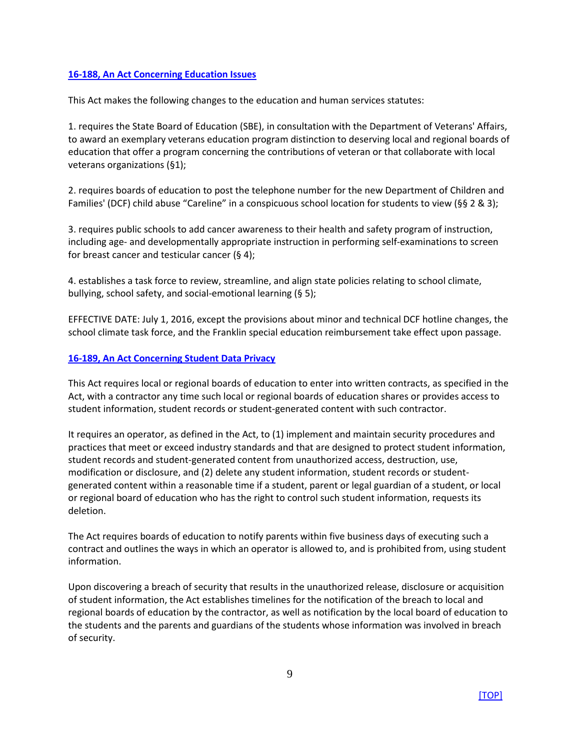### [16-188, An Act Concerning Education Issues]

This Act makes the following changes to the education and human services statutes:

1. requires the State Board of Education (SBE), in consultation with the Department of Veterans' Affairs, to award an exemplary veterans education program distinction to deserving local and regional boards of education that offer a program concerning the contributions of veteran or that collaborate with local veterans organizations (§1);

2. requires boards of education to post the telephone number for the new Department of Children and Families' (DCF) child abuse "Careline" in a conspicuous school location for students to view (§§ 2 & 3);

3. requires public schools to add cancer awareness to their health and safety program of instruction, including age- and developmentally appropriate instruction in performing self-examinations to screen for breast cancer and testicular cancer (§ 4);

4. establishes a task force to review, streamline, and align state policies relating to school climate, bullying, school safety, and social-emotional learning (§ 5);

EFFECTIVE DATE: July 1, 2016, except the provisions about minor and technical DCF hotline changes, the school climate task force, and the Franklin special education reimbursement take effect upon passage.

### [16-189, An Act Concerning Student Data Privacy]

This Act requires local or regional boards of education to enter into written contracts, as specified in the Act, with a contractor any time such local or regional boards of education shares or provides access to student information, student records or student-generated content with such contractor.

It requires an operator, as defined in the Act, to (1) implement and maintain security procedures and practices that meet or exceed industry standards and that are designed to protect student information, student records and student-generated content from unauthorized access, destruction, use, modification or disclosure, and (2) delete any student information, student records or student-generated content within a reasonable time if a student, parent or legal guardian of a student, or local or regional board of education who has the right to control such student information, requests its deletion.

The Act requires boards of education to notify parents within five business days of executing such a contract and outlines the ways in which an operator is allowed to, and is prohibited from, using student information.

Upon discovering a breach of security that results in the unauthorized release, disclosure or acquisition of student information, the Act establishes timelines for the notification of the breach to local and regional boards of education by the contractor, as well as notification by the local board of education to the students and the parents and guardians of the students whose information was involved in breach of security.

[TOP]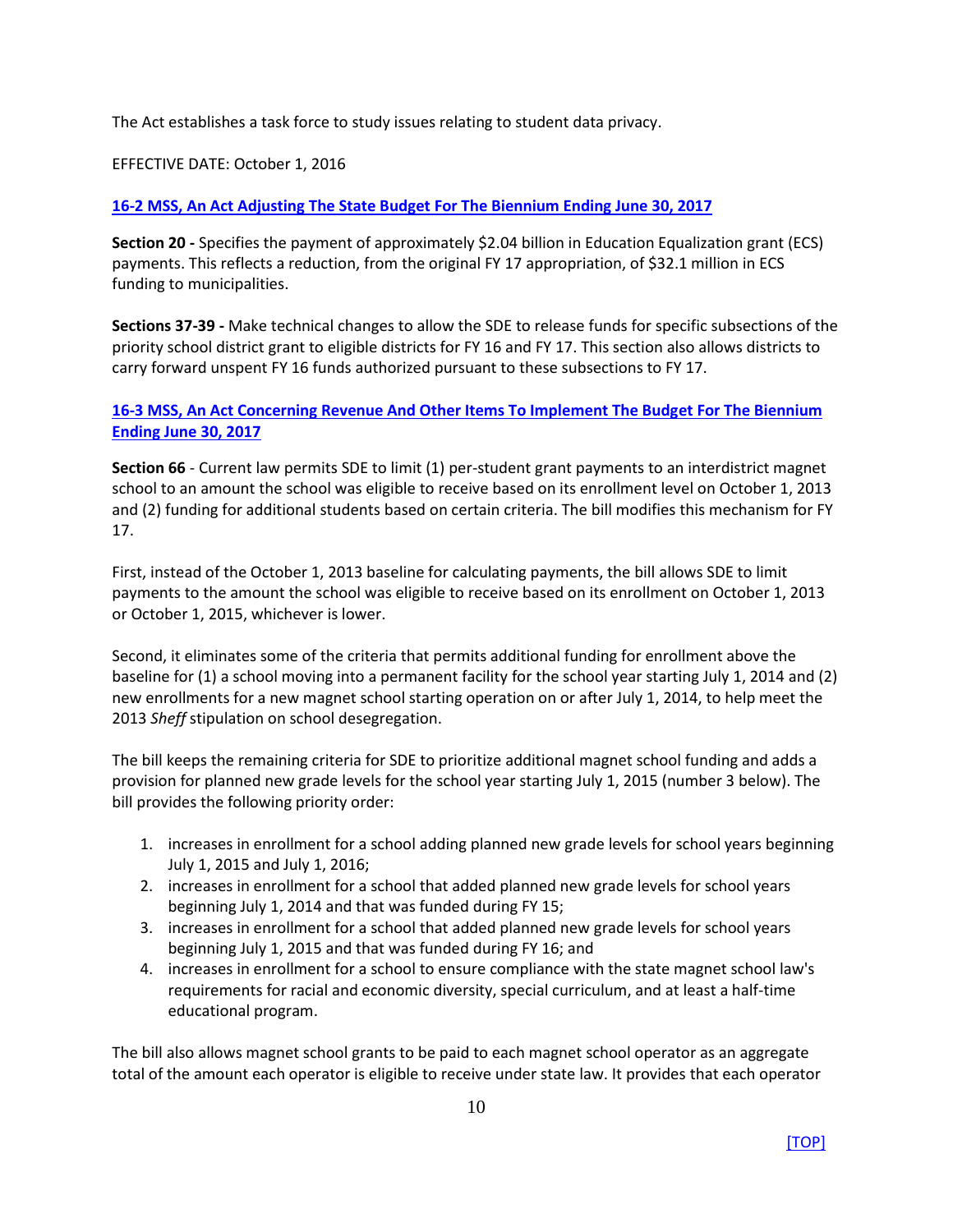The Act establishes a task force to study issues relating to student data privacy.

EFFECTIVE DATE: October 1, 2016

### [16-2 MSS, An Act Adjusting The State Budget For The Biennium Ending June 30, 2017]

**Section 20 -** Specifies the payment of approximately $2.04 billion in Education Equalization grant (ECS) payments. This reflects a reduction, from the original FY 17 appropriation, of $32.1 million in ECS funding to municipalities.

**Sections 37-39 -** Make technical changes to allow the SDE to release funds for specific subsections of the priority school district grant to eligible districts for FY 16 and FY 17. This section also allows districts to carry forward unspent FY 16 funds authorized pursuant to these subsections to FY 17.

### [16-3 MSS, An Act Concerning Revenue And Other Items To Implement The Budget For The Biennium Ending June 30, 2017]

**Section 66** - Current law permits SDE to limit (1) per-student grant payments to an interdistrict magnet school to an amount the school was eligible to receive based on its enrollment level on October 1, 2013 and (2) funding for additional students based on certain criteria. The bill modifies this mechanism for FY 17.

First, instead of the October 1, 2013 baseline for calculating payments, the bill allows SDE to limit payments to the amount the school was eligible to receive based on its enrollment on October 1, 2013 or October 1, 2015, whichever is lower.

Second, it eliminates some of the criteria that permits additional funding for enrollment above the baseline for (1) a school moving into a permanent facility for the school year starting July 1, 2014 and (2) new enrollments for a new magnet school starting operation on or after July 1, 2014, to help meet the 2013 *Sheff* stipulation on school desegregation.

The bill keeps the remaining criteria for SDE to prioritize additional magnet school funding and adds a provision for planned new grade levels for the school year starting July 1, 2015 (number 3 below). The bill provides the following priority order:

1. increases in enrollment for a school adding planned new grade levels for school years beginning July 1, 2015 and July 1, 2016;
2. increases in enrollment for a school that added planned new grade levels for school years beginning July 1, 2014 and that was funded during FY 15;
3. increases in enrollment for a school that added planned new grade levels for school years beginning July 1, 2015 and that was funded during FY 16; and
4. increases in enrollment for a school to ensure compliance with the state magnet school law's requirements for racial and economic diversity, special curriculum, and at least a half-time educational program.

The bill also allows magnet school grants to be paid to each magnet school operator as an aggregate total of the amount each operator is eligible to receive under state law. It provides that each operator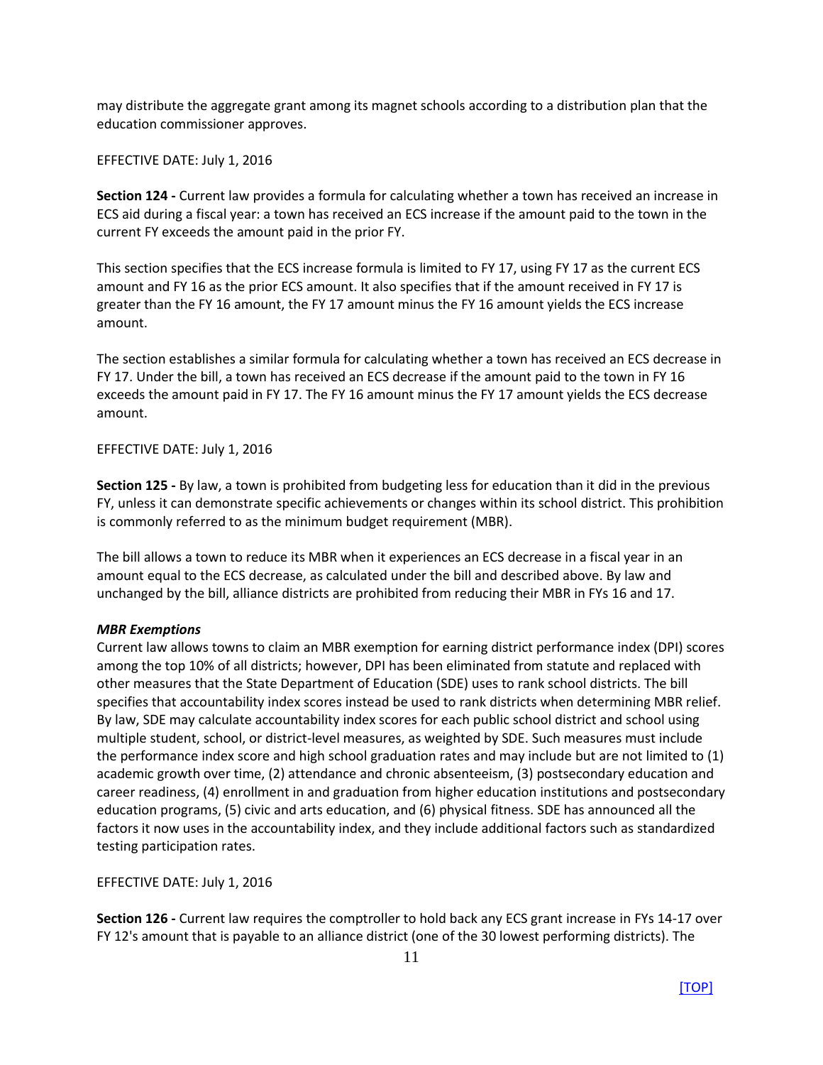may distribute the aggregate grant among its magnet schools according to a distribution plan that the education commissioner approves.

EFFECTIVE DATE: July 1, 2016

**Section 124 -** Current law provides a formula for calculating whether a town has received an increase in ECS aid during a fiscal year: a town has received an ECS increase if the amount paid to the town in the current FY exceeds the amount paid in the prior FY.

This section specifies that the ECS increase formula is limited to FY 17, using FY 17 as the current ECS amount and FY 16 as the prior ECS amount. It also specifies that if the amount received in FY 17 is greater than the FY 16 amount, the FY 17 amount minus the FY 16 amount yields the ECS increase amount.

The section establishes a similar formula for calculating whether a town has received an ECS decrease in FY 17. Under the bill, a town has received an ECS decrease if the amount paid to the town in FY 16 exceeds the amount paid in FY 17. The FY 16 amount minus the FY 17 amount yields the ECS decrease amount.

EFFECTIVE DATE: July 1, 2016

**Section 125 -** By law, a town is prohibited from budgeting less for education than it did in the previous FY, unless it can demonstrate specific achievements or changes within its school district. This prohibition is commonly referred to as the minimum budget requirement (MBR).

The bill allows a town to reduce its MBR when it experiences an ECS decrease in a fiscal year in an amount equal to the ECS decrease, as calculated under the bill and described above. By law and unchanged by the bill, alliance districts are prohibited from reducing their MBR in FYs 16 and 17.

***MBR Exemptions***

Current law allows towns to claim an MBR exemption for earning district performance index (DPI) scores among the top 10% of all districts; however, DPI has been eliminated from statute and replaced with other measures that the State Department of Education (SDE) uses to rank school districts. The bill specifies that accountability index scores instead be used to rank districts when determining MBR relief. By law, SDE may calculate accountability index scores for each public school district and school using multiple student, school, or district-level measures, as weighted by SDE. Such measures must include the performance index score and high school graduation rates and may include but are not limited to (1) academic growth over time, (2) attendance and chronic absenteeism, (3) postsecondary education and career readiness, (4) enrollment in and graduation from higher education institutions and postsecondary education programs, (5) civic and arts education, and (6) physical fitness. SDE has announced all the factors it now uses in the accountability index, and they include additional factors such as standardized testing participation rates.

EFFECTIVE DATE: July 1, 2016

**Section 126 -** Current law requires the comptroller to hold back any ECS grant increase in FYs 14-17 over FY 12's amount that is payable to an alliance district (one of the 30 lowest performing districts). The

[TOP]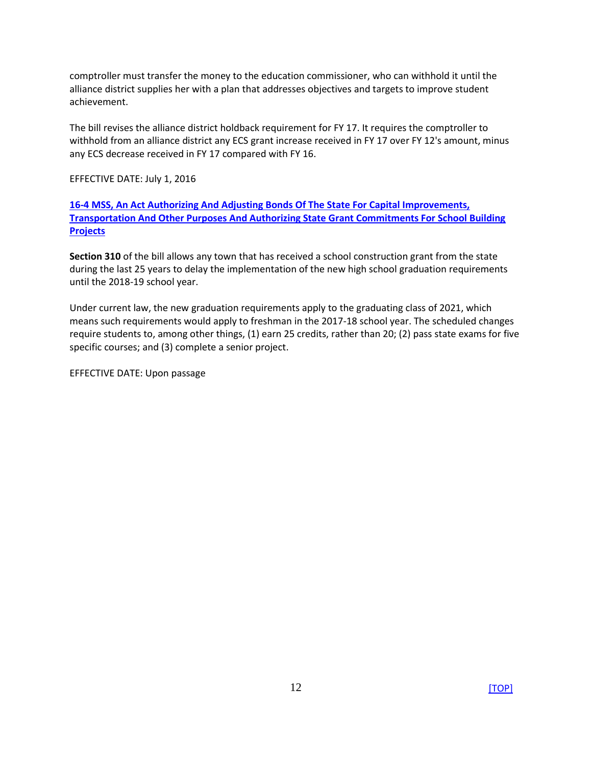comptroller must transfer the money to the education commissioner, who can withhold it until the alliance district supplies her with a plan that addresses objectives and targets to improve student achievement.

The bill revises the alliance district holdback requirement for FY 17. It requires the comptroller to withhold from an alliance district any ECS grant increase received in FY 17 over FY 12's amount, minus any ECS decrease received in FY 17 compared with FY 16.

EFFECTIVE DATE: July 1, 2016

**16-4 MSS, An Act Authorizing And Adjusting Bonds Of The State For Capital Improvements, Transportation And Other Purposes And Authorizing State Grant Commitments For School Building Projects**

**Section 310** of the bill allows any town that has received a school construction grant from the state during the last 25 years to delay the implementation of the new high school graduation requirements until the 2018-19 school year.

Under current law, the new graduation requirements apply to the graduating class of 2021, which means such requirements would apply to freshman in the 2017-18 school year. The scheduled changes require students to, among other things, (1) earn 25 credits, rather than 20; (2) pass state exams for five specific courses; and (3) complete a senior project.

EFFECTIVE DATE: Upon passage